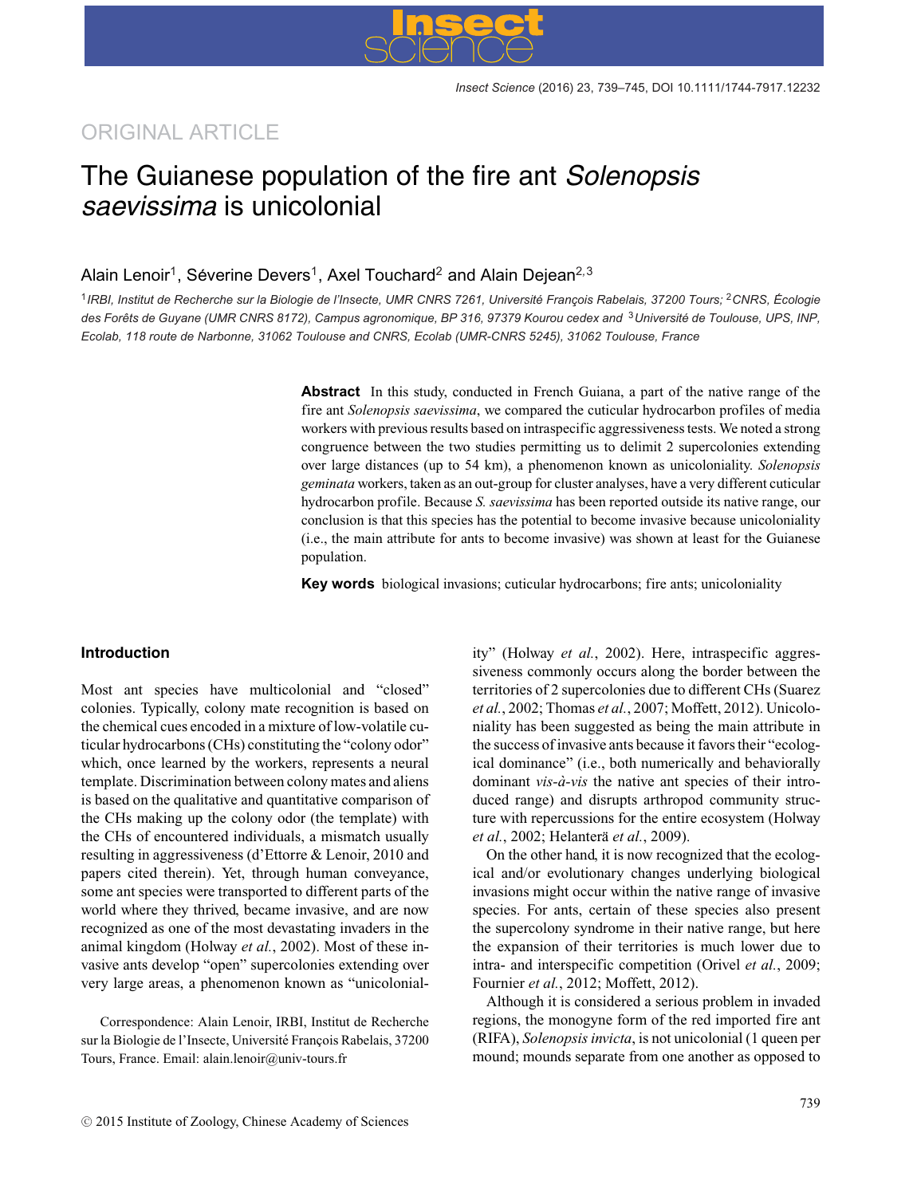ORIGINAL ARTICLE

# The Guianese population of the fire ant *Solenopsis saevissima* is unicolonial

Alain Lenoir[1], Séverine Devers[1], Axel Touchard[2] and Alain Dejean[2,3]

[1]*IRBI, Institut de Recherche sur la Biologie de l'Insecte, UMR CNRS 7261, Université François Rabelais, 37200 Tours;* [2]*CNRS, Écologie des Forêts de Guyane (UMR CNRS 8172), Campus agronomique, BP 316, 97379 Kourou cedex and* [3]*Université de Toulouse, UPS, INP, Ecolab, 118 route de Narbonne, 31062 Toulouse and CNRS, Ecolab (UMR-CNRS 5245), 31062 Toulouse, France*

**Abstract** In this study, conducted in French Guiana, a part of the native range of the fire ant *Solenopsis saevissima*, we compared the cuticular hydrocarbon profiles of media workers with previous results based on intraspecific aggressiveness tests. We noted a strong congruence between the two studies permitting us to delimit 2 supercolonies extending over large distances (up to 54 km), a phenomenon known as unicoloniality. *Solenopsis geminata* workers, taken as an out-group for cluster analyses, have a very different cuticular hydrocarbon profile. Because *S. saevissima* has been reported outside its native range, our conclusion is that this species has the potential to become invasive because unicoloniality (i.e., the main attribute for ants to become invasive) was shown at least for the Guianese population.

**Key words** biological invasions; cuticular hydrocarbons; fire ants; unicoloniality

## Introduction

Most ant species have multicolonial and "closed" colonies. Typically, colony mate recognition is based on the chemical cues encoded in a mixture of low-volatile cuticular hydrocarbons (CHs) constituting the "colony odor" which, once learned by the workers, represents a neural template. Discrimination between colony mates and aliens is based on the qualitative and quantitative comparison of the CHs making up the colony odor (the template) with the CHs of encountered individuals, a mismatch usually resulting in aggressiveness (d'Ettorre & Lenoir, 2010 and papers cited therein). Yet, through human conveyance, some ant species were transported to different parts of the world where they thrived, became invasive, and are now recognized as one of the most devastating invaders in the animal kingdom (Holway *et al.*, 2002). Most of these invasive ants develop "open" supercolonies extending over very large areas, a phenomenon known as "unicoloniality" (Holway *et al.*, 2002). Here, intraspecific aggressiveness commonly occurs along the border between the territories of 2 supercolonies due to different CHs (Suarez *et al.*, 2002; Thomas *et al.*, 2007; Moffett, 2012). Unicoloniality has been suggested as being the main attribute in the success of invasive ants because it favors their "ecological dominance" (i.e., both numerically and behaviorally dominant *vis-à-vis* the native ant species of their introduced range) and disrupts arthropod community structure with repercussions for the entire ecosystem (Holway *et al.*, 2002; Helanterä *et al.*, 2009).

On the other hand, it is now recognized that the ecological and/or evolutionary changes underlying biological invasions might occur within the native range of invasive species. For ants, certain of these species also present the supercolony syndrome in their native range, but here the expansion of their territories is much lower due to intra- and interspecific competition (Orivel *et al.*, 2009; Fournier *et al.*, 2012; Moffett, 2012).

Although it is considered a serious problem in invaded regions, the monogyne form of the red imported fire ant (RIFA), *Solenopsis invicta*, is not unicolonial (1 queen per mound; mounds separate from one another as opposed to

Correspondence: Alain Lenoir, IRBI, Institut de Recherche sur la Biologie de l'Insecte, Université François Rabelais, 37200 Tours, France. Email: alain.lenoir@univ-tours.fr

© 2015 Institute of Zoology, Chinese Academy of Sciences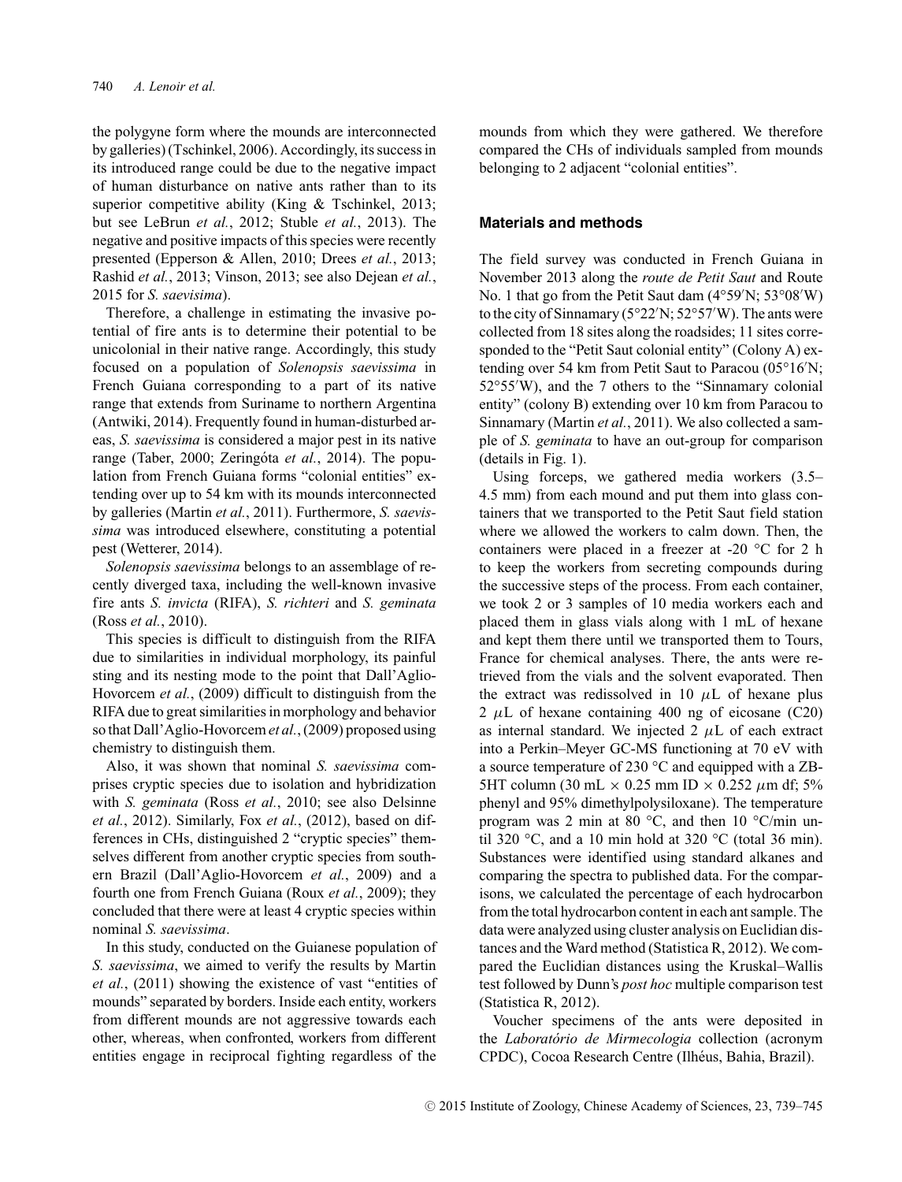the polygyne form where the mounds are interconnected by galleries) (Tschinkel, 2006). Accordingly, its success in its introduced range could be due to the negative impact of human disturbance on native ants rather than to its superior competitive ability (King & Tschinkel, 2013; but see LeBrun *et al.*, 2012; Stuble *et al.*, 2013). The negative and positive impacts of this species were recently presented (Epperson & Allen, 2010; Drees *et al.*, 2013; Rashid *et al.*, 2013; Vinson, 2013; see also Dejean *et al.*, 2015 for *S. saevisima*).

Therefore, a challenge in estimating the invasive potential of fire ants is to determine their potential to be unicolonial in their native range. Accordingly, this study focused on a population of *Solenopsis saevissima* in French Guiana corresponding to a part of its native range that extends from Suriname to northern Argentina (Antwiki, 2014). Frequently found in human-disturbed areas, *S. saevissima* is considered a major pest in its native range (Taber, 2000; Zeringóta *et al.*, 2014). The population from French Guiana forms "colonial entities" extending over up to 54 km with its mounds interconnected by galleries (Martin *et al.*, 2011). Furthermore, *S. saevissima* was introduced elsewhere, constituting a potential pest (Wetterer, 2014).

*Solenopsis saevissima* belongs to an assemblage of recently diverged taxa, including the well-known invasive fire ants *S. invicta* (RIFA), *S. richteri* and *S. geminata* (Ross *et al.*, 2010).

This species is difficult to distinguish from the RIFA due to similarities in individual morphology, its painful sting and its nesting mode to the point that Dall'Aglio-Hovorcem *et al.*, (2009) difficult to distinguish from the RIFA due to great similarities in morphology and behavior so that Dall'Aglio-Hovorcem *et al.*, (2009) proposed using chemistry to distinguish them.

Also, it was shown that nominal *S. saevissima* comprises cryptic species due to isolation and hybridization with *S. geminata* (Ross *et al.*, 2010; see also Delsinne *et al.*, 2012). Similarly, Fox *et al.*, (2012), based on differences in CHs, distinguished 2 "cryptic species" themselves different from another cryptic species from southern Brazil (Dall'Aglio-Hovorcem *et al.*, 2009) and a fourth one from French Guiana (Roux *et al.*, 2009); they concluded that there were at least 4 cryptic species within nominal *S. saevissima*.

In this study, conducted on the Guianese population of *S. saevissima*, we aimed to verify the results by Martin *et al.*, (2011) showing the existence of vast "entities of mounds" separated by borders. Inside each entity, workers from different mounds are not aggressive towards each other, whereas, when confronted, workers from different entities engage in reciprocal fighting regardless of the mounds from which they were gathered. We therefore compared the CHs of individuals sampled from mounds belonging to 2 adjacent "colonial entities".

## Materials and methods

The field survey was conducted in French Guiana in November 2013 along the *route de Petit Saut* and Route No. 1 that go from the Petit Saut dam (4°59′N; 53°08′W) to the city of Sinnamary (5°22′N; 52°57′W). The ants were collected from 18 sites along the roadsides; 11 sites corresponded to the "Petit Saut colonial entity" (Colony A) extending over 54 km from Petit Saut to Paracou (05°16′N; 52°55′W), and the 7 others to the "Sinnamary colonial entity" (colony B) extending over 10 km from Paracou to Sinnamary (Martin *et al.*, 2011). We also collected a sample of *S. geminata* to have an out-group for comparison (details in Fig. 1).

Using forceps, we gathered media workers (3.5–4.5 mm) from each mound and put them into glass containers that we transported to the Petit Saut field station where we allowed the workers to calm down. Then, the containers were placed in a freezer at -20 °C for 2 h to keep the workers from secreting compounds during the successive steps of the process. From each container, we took 2 or 3 samples of 10 media workers each and placed them in glass vials along with 1 mL of hexane and kept them there until we transported them to Tours, France for chemical analyses. There, the ants were retrieved from the vials and the solvent evaporated. Then the extract was redissolved in 10 $\mu$L of hexane plus 2 $\mu$L of hexane containing 400 ng of eicosane (C20) as internal standard. We injected 2 $\mu$L of each extract into a Perkin–Meyer GC-MS functioning at 70 eV with a source temperature of 230 °C and equipped with a ZB-5HT column (30 mL $\times$ 0.25 mm ID $\times$ 0.252 $\mu$m df; 5% phenyl and 95% dimethylpolysiloxane). The temperature program was 2 min at 80 °C, and then 10 °C/min until 320 °C, and a 10 min hold at 320 °C (total 36 min). Substances were identified using standard alkanes and comparing the spectra to published data. For the comparisons, we calculated the percentage of each hydrocarbon from the total hydrocarbon content in each ant sample. The data were analyzed using cluster analysis on Euclidian distances and the Ward method (Statistica R, 2012). We compared the Euclidian distances using the Kruskal–Wallis test followed by Dunn's *post hoc* multiple comparison test (Statistica R, 2012).

Voucher specimens of the ants were deposited in the *Laboratório de Mirmecologia* collection (acronym CPDC), Cocoa Research Centre (Ilhéus, Bahia, Brazil).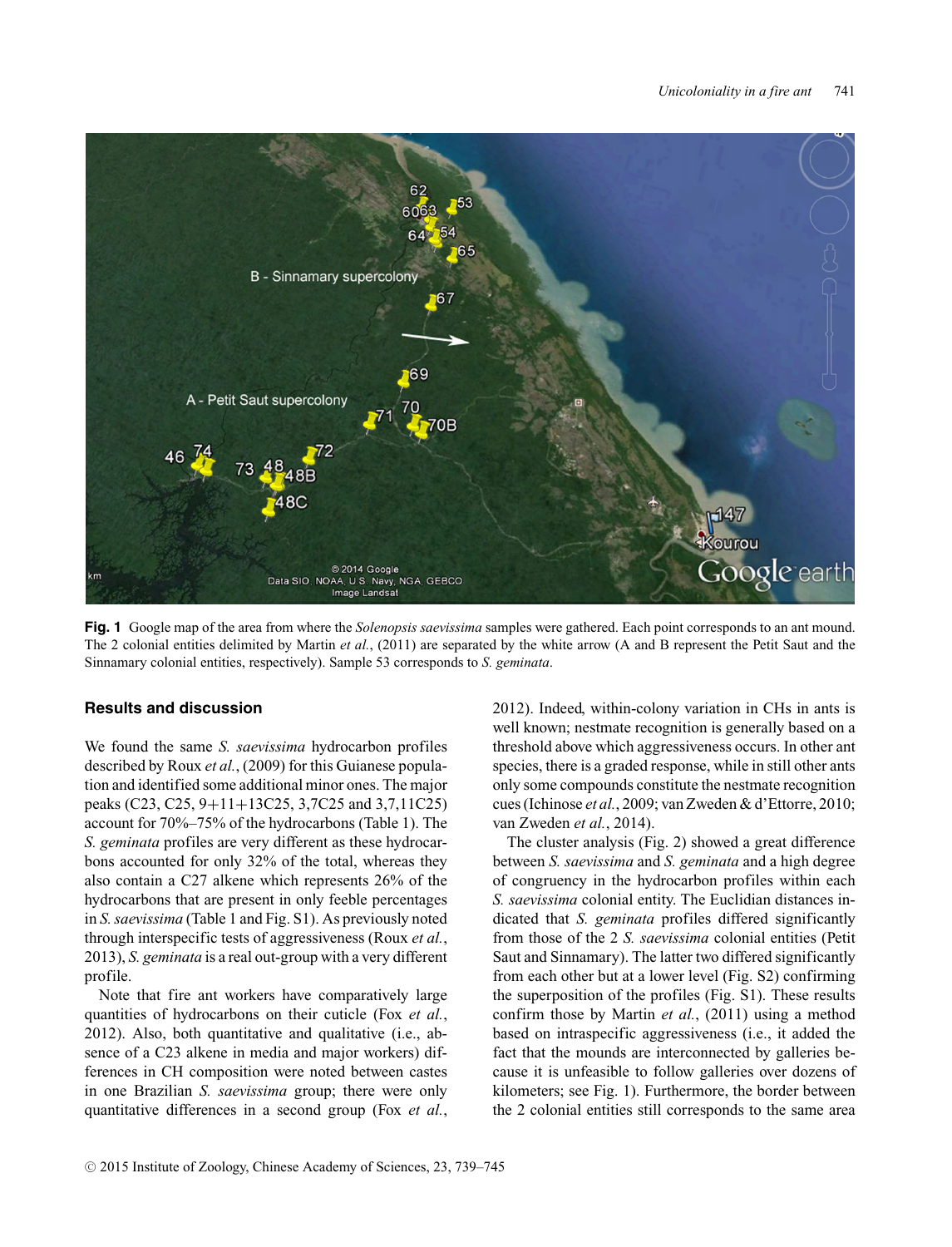**Fig. 1** Google map of the area from where the *Solenopsis saevissima* samples were gathered. Each point corresponds to an ant mound. The 2 colonial entities delimited by Martin *et al.*, (2011) are separated by the white arrow (A and B represent the Petit Saut and the Sinnamary colonial entities, respectively). Sample 53 corresponds to *S. geminata*.

## Results and discussion

We found the same *S. saevissima* hydrocarbon profiles described by Roux *et al.*, (2009) for this Guianese population and identified some additional minor ones. The major peaks (C23, C25, 9+11+13C25, 3,7C25 and 3,7,11C25) account for 70%–75% of the hydrocarbons (Table 1). The *S. geminata* profiles are very different as these hydrocarbons accounted for only 32% of the total, whereas they also contain a C27 alkene which represents 26% of the hydrocarbons that are present in only feeble percentages in *S. saevissima* (Table 1 and Fig. S1). As previously noted through interspecific tests of aggressiveness (Roux *et al.*, 2013), *S. geminata* is a real out-group with a very different profile.

Note that fire ant workers have comparatively large quantities of hydrocarbons on their cuticle (Fox *et al.*, 2012). Also, both quantitative and qualitative (i.e., absence of a C23 alkene in media and major workers) differences in CH composition were noted between castes in one Brazilian *S. saevissima* group; there were only quantitative differences in a second group (Fox *et al.*, 2012). Indeed, within-colony variation in CHs in ants is well known; nestmate recognition is generally based on a threshold above which aggressiveness occurs. In other ant species, there is a graded response, while in still other ants only some compounds constitute the nestmate recognition cues (Ichinose *et al.*, 2009; van Zweden & d'Ettorre, 2010; van Zweden *et al.*, 2014).

The cluster analysis (Fig. 2) showed a great difference between *S. saevissima* and *S. geminata* and a high degree of congruency in the hydrocarbon profiles within each *S. saevissima* colonial entity. The Euclidian distances indicated that *S. geminata* profiles differed significantly from those of the 2 *S. saevissima* colonial entities (Petit Saut and Sinnamary). The latter two differed significantly from each other but at a lower level (Fig. S2) confirming the superposition of the profiles (Fig. S1). These results confirm those by Martin *et al.*, (2011) using a method based on intraspecific aggressiveness (i.e., it added the fact that the mounds are interconnected by galleries because it is unfeasible to follow galleries over dozens of kilometers; see Fig. 1). Furthermore, the border between the 2 colonial entities still corresponds to the same area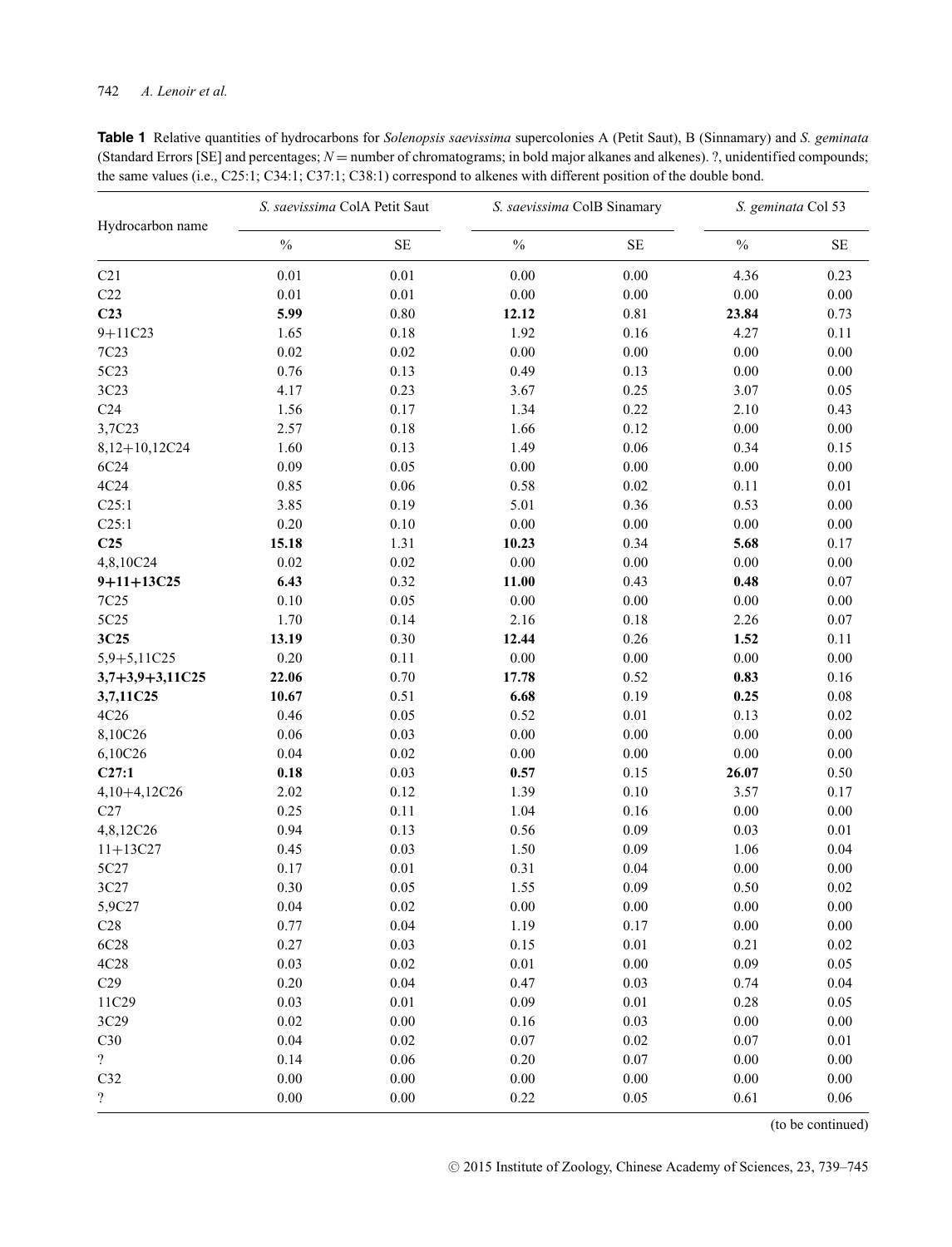**Table 1** Relative quantities of hydrocarbons for *Solenopsis saevissima* supercolonies A (Petit Saut), B (Sinnamary) and *S. geminata* (Standard Errors [SE] and percentages; $N$ = number of chromatograms; in bold major alkanes and alkenes). ?, unidentified compounds; the same values (i.e., C25:1; C34:1; C37:1; C38:1) correspond to alkenes with different position of the double bond.

| Hydrocarbon name | *S. saevissima* ColA Petit Saut | | *S. saevissima* ColB Sinamary | | *S. geminata* Col 53 | |
|---|---|---|---|---|---|---|
| | % | SE | % | SE | % | SE |
| C21 | 0.01 | 0.01 | 0.00 | 0.00 | 4.36 | 0.23 |
| C22 | 0.01 | 0.01 | 0.00 | 0.00 | 0.00 | 0.00 |
| **C23** | **5.99** | 0.80 | **12.12** | 0.81 | **23.84** | 0.73 |
| 9+11C23 | 1.65 | 0.18 | 1.92 | 0.16 | 4.27 | 0.11 |
| 7C23 | 0.02 | 0.02 | 0.00 | 0.00 | 0.00 | 0.00 |
| 5C23 | 0.76 | 0.13 | 0.49 | 0.13 | 0.00 | 0.00 |
| 3C23 | 4.17 | 0.23 | 3.67 | 0.25 | 3.07 | 0.05 |
| C24 | 1.56 | 0.17 | 1.34 | 0.22 | 2.10 | 0.43 |
| 3,7C23 | 2.57 | 0.18 | 1.66 | 0.12 | 0.00 | 0.00 |
| 8,12+10,12C24 | 1.60 | 0.13 | 1.49 | 0.06 | 0.34 | 0.15 |
| 6C24 | 0.09 | 0.05 | 0.00 | 0.00 | 0.00 | 0.00 |
| 4C24 | 0.85 | 0.06 | 0.58 | 0.02 | 0.11 | 0.01 |
| C25:1 | 3.85 | 0.19 | 5.01 | 0.36 | 0.53 | 0.00 |
| C25:1 | 0.20 | 0.10 | 0.00 | 0.00 | 0.00 | 0.00 |
| **C25** | **15.18** | 1.31 | **10.23** | 0.34 | **5.68** | 0.17 |
| 4,8,10C24 | 0.02 | 0.02 | 0.00 | 0.00 | 0.00 | 0.00 |
| **9+11+13C25** | **6.43** | 0.32 | **11.00** | 0.43 | **0.48** | 0.07 |
| 7C25 | 0.10 | 0.05 | 0.00 | 0.00 | 0.00 | 0.00 |
| 5C25 | 1.70 | 0.14 | 2.16 | 0.18 | 2.26 | 0.07 |
| **3C25** | **13.19** | 0.30 | **12.44** | 0.26 | **1.52** | 0.11 |
| 5,9+5,11C25 | 0.20 | 0.11 | 0.00 | 0.00 | 0.00 | 0.00 |
| **3,7+3,9+3,11C25** | **22.06** | 0.70 | **17.78** | 0.52 | **0.83** | 0.16 |
| **3,7,11C25** | **10.67** | 0.51 | **6.68** | 0.19 | **0.25** | 0.08 |
| 4C26 | 0.46 | 0.05 | 0.52 | 0.01 | 0.13 | 0.02 |
| 8,10C26 | 0.06 | 0.03 | 0.00 | 0.00 | 0.00 | 0.00 |
| 6,10C26 | 0.04 | 0.02 | 0.00 | 0.00 | 0.00 | 0.00 |
| **C27:1** | **0.18** | 0.03 | **0.57** | 0.15 | **26.07** | 0.50 |
| 4,10+4,12C26 | 2.02 | 0.12 | 1.39 | 0.10 | 3.57 | 0.17 |
| C27 | 0.25 | 0.11 | 1.04 | 0.16 | 0.00 | 0.00 |
| 4,8,12C26 | 0.94 | 0.13 | 0.56 | 0.09 | 0.03 | 0.01 |
| 11+13C27 | 0.45 | 0.03 | 1.50 | 0.09 | 1.06 | 0.04 |
| 5C27 | 0.17 | 0.01 | 0.31 | 0.04 | 0.00 | 0.00 |
| 3C27 | 0.30 | 0.05 | 1.55 | 0.09 | 0.50 | 0.02 |
| 5,9C27 | 0.04 | 0.02 | 0.00 | 0.00 | 0.00 | 0.00 |
| C28 | 0.77 | 0.04 | 1.19 | 0.17 | 0.00 | 0.00 |
| 6C28 | 0.27 | 0.03 | 0.15 | 0.01 | 0.21 | 0.02 |
| 4C28 | 0.03 | 0.02 | 0.01 | 0.00 | 0.09 | 0.05 |
| C29 | 0.20 | 0.04 | 0.47 | 0.03 | 0.74 | 0.04 |
| 11C29 | 0.03 | 0.01 | 0.09 | 0.01 | 0.28 | 0.05 |
| 3C29 | 0.02 | 0.00 | 0.16 | 0.03 | 0.00 | 0.00 |
| C30 | 0.04 | 0.02 | 0.07 | 0.02 | 0.07 | 0.01 |
| ? | 0.14 | 0.06 | 0.20 | 0.07 | 0.00 | 0.00 |
| C32 | 0.00 | 0.00 | 0.00 | 0.00 | 0.00 | 0.00 |
| ? | 0.00 | 0.00 | 0.22 | 0.05 | 0.61 | 0.06 |

(to be continued)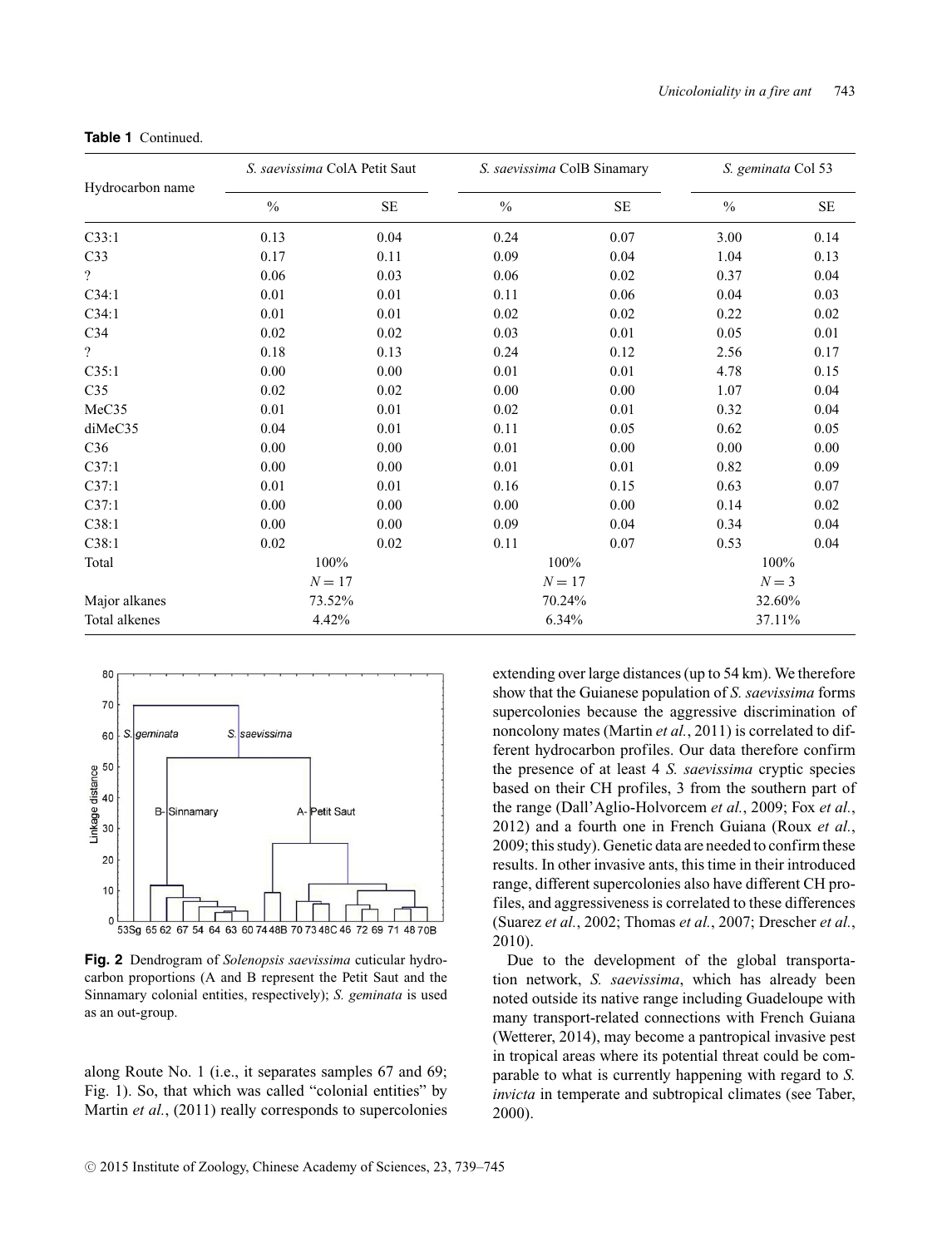**Table 1** Continued.

| Hydrocarbon name | *S. saevissima* ColA Petit Saut | | *S. saevissima* ColB Sinamary | | *S. geminata* Col 53 | |
|---|---|---|---|---|---|---|
| | % | SE | % | SE | % | SE |
| C33:1 | 0.13 | 0.04 | 0.24 | 0.07 | 3.00 | 0.14 |
| C33 | 0.17 | 0.11 | 0.09 | 0.04 | 1.04 | 0.13 |
| ? | 0.06 | 0.03 | 0.06 | 0.02 | 0.37 | 0.04 |
| C34:1 | 0.01 | 0.01 | 0.11 | 0.06 | 0.04 | 0.03 |
| C34:1 | 0.01 | 0.01 | 0.02 | 0.02 | 0.22 | 0.02 |
| C34 | 0.02 | 0.02 | 0.03 | 0.01 | 0.05 | 0.01 |
| ? | 0.18 | 0.13 | 0.24 | 0.12 | 2.56 | 0.17 |
| C35:1 | 0.00 | 0.00 | 0.01 | 0.01 | 4.78 | 0.15 |
| C35 | 0.02 | 0.02 | 0.00 | 0.00 | 1.07 | 0.04 |
| MeC35 | 0.01 | 0.01 | 0.02 | 0.01 | 0.32 | 0.04 |
| diMeC35 | 0.04 | 0.01 | 0.11 | 0.05 | 0.62 | 0.05 |
| C36 | 0.00 | 0.00 | 0.01 | 0.00 | 0.00 | 0.00 |
| C37:1 | 0.00 | 0.00 | 0.01 | 0.01 | 0.82 | 0.09 |
| C37:1 | 0.01 | 0.01 | 0.16 | 0.15 | 0.63 | 0.07 |
| C37:1 | 0.00 | 0.00 | 0.00 | 0.00 | 0.14 | 0.02 |
| C38:1 | 0.00 | 0.00 | 0.09 | 0.04 | 0.34 | 0.04 |
| C38:1 | 0.02 | 0.02 | 0.11 | 0.07 | 0.53 | 0.04 |
| Total | 100% | | 100% | | 100% | |
| | $N = 17$ | | $N = 17$ | | $N = 3$ | |
| Major alkanes | 73.52% | | 70.24% | | 32.60% | |
| Total alkenes | 4.42% | | 6.34% | | 37.11% | |

**Fig. 2** Dendrogram of *Solenopsis saevissima* cuticular hydrocarbon proportions (A and B represent the Petit Saut and the Sinnamary colonial entities, respectively); *S. geminata* is used as an out-group.

along Route No. 1 (i.e., it separates samples 67 and 69; Fig. 1). So, that which was called "colonial entities" by Martin *et al.*, (2011) really corresponds to supercolonies extending over large distances (up to 54 km). We therefore show that the Guianese population of *S. saevissima* forms supercolonies because the aggressive discrimination of noncolony mates (Martin *et al.*, 2011) is correlated to different hydrocarbon profiles. Our data therefore confirm the presence of at least 4 *S. saevissima* cryptic species based on their CH profiles, 3 from the southern part of the range (Dall'Aglio-Holvorcem *et al.*, 2009; Fox *et al.*, 2012) and a fourth one in French Guiana (Roux *et al.*, 2009; this study). Genetic data are needed to confirm these results. In other invasive ants, this time in their introduced range, different supercolonies also have different CH profiles, and aggressiveness is correlated to these differences (Suarez *et al.*, 2002; Thomas *et al.*, 2007; Drescher *et al.*, 2010).

Due to the development of the global transportation network, *S. saevissima*, which has already been noted outside its native range including Guadeloupe with many transport-related connections with French Guiana (Wetterer, 2014), may become a pantropical invasive pest in tropical areas where its potential threat could be comparable to what is currently happening with regard to *S. invicta* in temperate and subtropical climates (see Taber, 2000).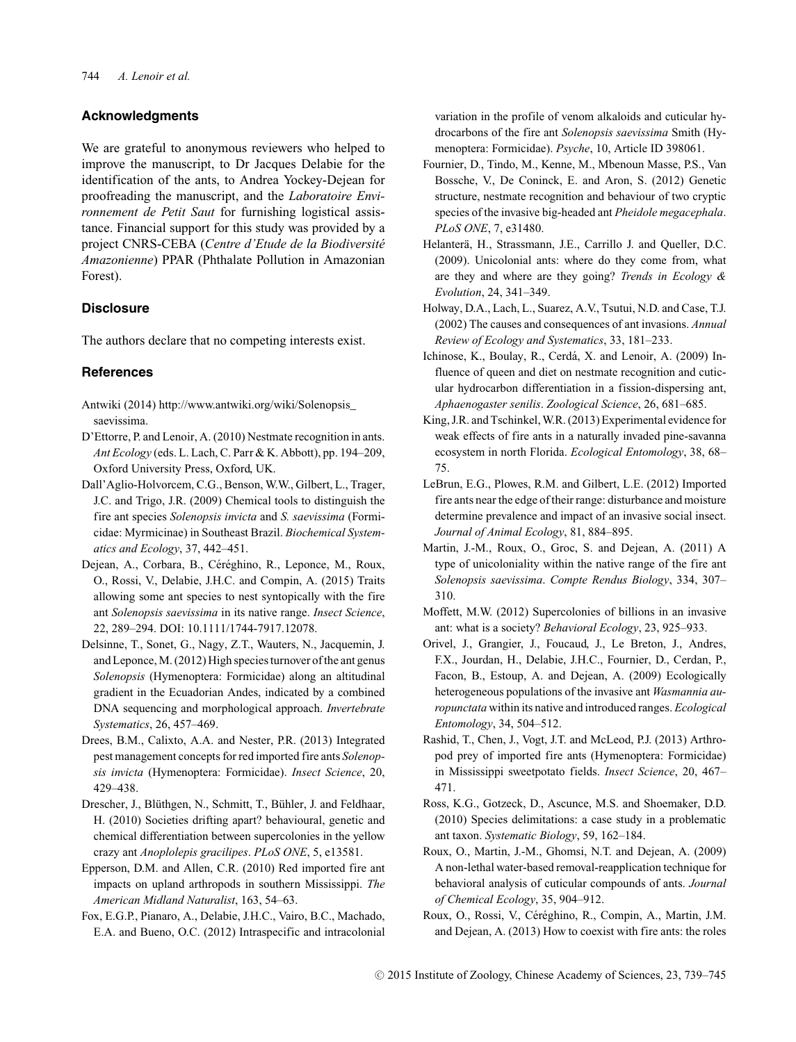## Acknowledgments

We are grateful to anonymous reviewers who helped to improve the manuscript, to Dr Jacques Delabie for the identification of the ants, to Andrea Yockey-Dejean for proofreading the manuscript, and the *Laboratoire Environnement de Petit Saut* for furnishing logistical assistance. Financial support for this study was provided by a project CNRS-CEBA (*Centre d'Etude de la Biodiversité Amazonienne*) PPAR (Phthalate Pollution in Amazonian Forest).

## Disclosure

The authors declare that no competing interests exist.

## References

Antwiki (2014) http://www.antwiki.org/wiki/Solenopsis_saevissima.

D'Ettorre, P. and Lenoir, A. (2010) Nestmate recognition in ants. *Ant Ecology* (eds. L. Lach, C. Parr & K. Abbott), pp. 194–209, Oxford University Press, Oxford, UK.

Dall'Aglio-Holvorcem, C.G., Benson, W.W., Gilbert, L., Trager, J.C. and Trigo, J.R. (2009) Chemical tools to distinguish the fire ant species *Solenopsis invicta* and *S. saevissima* (Formicidae: Myrmicinae) in Southeast Brazil. *Biochemical Systematics and Ecology*, 37, 442–451.

Dejean, A., Corbara, B., Céréghino, R., Leponce, M., Roux, O., Rossi, V., Delabie, J.H.C. and Compin, A. (2015) Traits allowing some ant species to nest syntopically with the fire ant *Solenopsis saevissima* in its native range. *Insect Science*, 22, 289–294. DOI: 10.1111/1744-7917.12078.

Delsinne, T., Sonet, G., Nagy, Z.T., Wauters, N., Jacquemin, J. and Leponce, M. (2012) High species turnover of the ant genus *Solenopsis* (Hymenoptera: Formicidae) along an altitudinal gradient in the Ecuadorian Andes, indicated by a combined DNA sequencing and morphological approach. *Invertebrate Systematics*, 26, 457–469.

Drees, B.M., Calixto, A.A. and Nester, P.R. (2013) Integrated pest management concepts for red imported fire ants *Solenopsis invicta* (Hymenoptera: Formicidae). *Insect Science*, 20, 429–438.

Drescher, J., Blüthgen, N., Schmitt, T., Bühler, J. and Feldhaar, H. (2010) Societies drifting apart? behavioural, genetic and chemical differentiation between supercolonies in the yellow crazy ant *Anoplolepis gracilipes*. *PLoS ONE*, 5, e13581.

Epperson, D.M. and Allen, C.R. (2010) Red imported fire ant impacts on upland arthropods in southern Mississippi. *The American Midland Naturalist*, 163, 54–63.

Fox, E.G.P., Pianaro, A., Delabie, J.H.C., Vairo, B.C., Machado, E.A. and Bueno, O.C. (2012) Intraspecific and intracolonial variation in the profile of venom alkaloids and cuticular hydrocarbons of the fire ant *Solenopsis saevissima* Smith (Hymenoptera: Formicidae). *Psyche*, 10, Article ID 398061.

Fournier, D., Tindo, M., Kenne, M., Mbenoun Masse, P.S., Van Bossche, V., De Coninck, E. and Aron, S. (2012) Genetic structure, nestmate recognition and behaviour of two cryptic species of the invasive big-headed ant *Pheidole megacephala*. *PLoS ONE*, 7, e31480.

Helanterä, H., Strassmann, J.E., Carrillo J. and Queller, D.C. (2009). Unicolonial ants: where do they come from, what are they and where are they going? *Trends in Ecology & Evolution*, 24, 341–349.

Holway, D.A., Lach, L., Suarez, A.V., Tsutui, N.D. and Case, T.J. (2002) The causes and consequences of ant invasions. *Annual Review of Ecology and Systematics*, 33, 181–233.

Ichinose, K., Boulay, R., Cerdá, X. and Lenoir, A. (2009) Influence of queen and diet on nestmate recognition and cuticular hydrocarbon differentiation in a fission-dispersing ant, *Aphaenogaster senilis*. *Zoological Science*, 26, 681–685.

King, J.R. and Tschinkel, W.R. (2013) Experimental evidence for weak effects of fire ants in a naturally invaded pine-savanna ecosystem in north Florida. *Ecological Entomology*, 38, 68–75.

LeBrun, E.G., Plowes, R.M. and Gilbert, L.E. (2012) Imported fire ants near the edge of their range: disturbance and moisture determine prevalence and impact of an invasive social insect. *Journal of Animal Ecology*, 81, 884–895.

Martin, J.-M., Roux, O., Groc, S. and Dejean, A. (2011) A type of unicoloniality within the native range of the fire ant *Solenopsis saevissima*. *Compte Rendus Biology*, 334, 307–310.

Moffett, M.W. (2012) Supercolonies of billions in an invasive ant: what is a society? *Behavioral Ecology*, 23, 925–933.

Orivel, J., Grangier, J., Foucaud, J., Le Breton, J., Andres, F.X., Jourdan, H., Delabie, J.H.C., Fournier, D., Cerdan, P., Facon, B., Estoup, A. and Dejean, A. (2009) Ecologically heterogeneous populations of the invasive ant *Wasmannia auropunctata* within its native and introduced ranges. *Ecological Entomology*, 34, 504–512.

Rashid, T., Chen, J., Vogt, J.T. and McLeod, P.J. (2013) Arthropod prey of imported fire ants (Hymenoptera: Formicidae) in Mississippi sweetpotato fields. *Insect Science*, 20, 467–471.

Ross, K.G., Gotzeck, D., Ascunce, M.S. and Shoemaker, D.D. (2010) Species delimitations: a case study in a problematic ant taxon. *Systematic Biology*, 59, 162–184.

Roux, O., Martin, J.-M., Ghomsi, N.T. and Dejean, A. (2009) A non-lethal water-based removal-reapplication technique for behavioral analysis of cuticular compounds of ants. *Journal of Chemical Ecology*, 35, 904–912.

Roux, O., Rossi, V., Céréghino, R., Compin, A., Martin, J.M. and Dejean, A. (2013) How to coexist with fire ants: the roles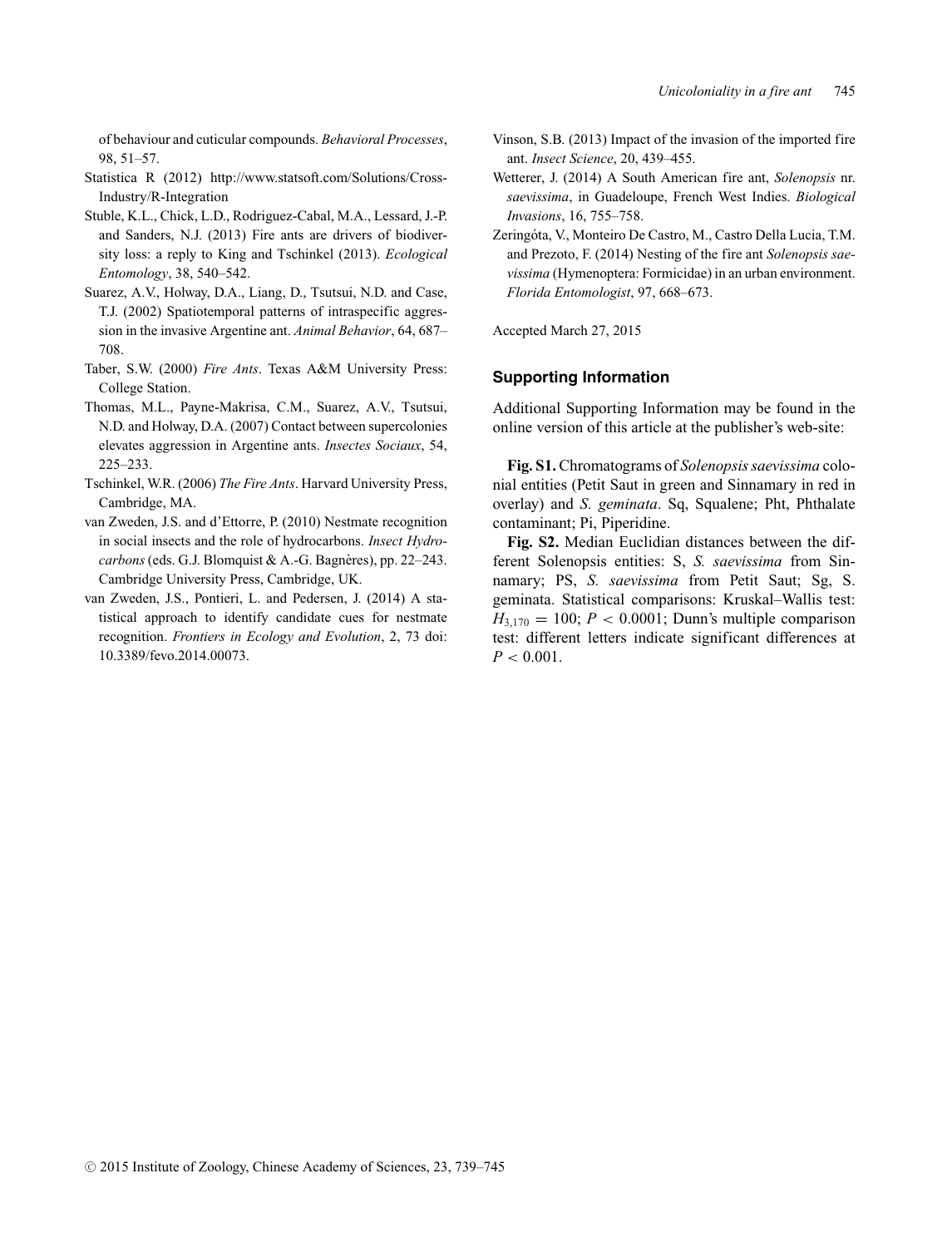of behaviour and cuticular compounds. *Behavioral Processes*, 98, 51–57.

Statistica R (2012) http://www.statsoft.com/Solutions/Cross-Industry/R-Integration

Stuble, K.L., Chick, L.D., Rodriguez-Cabal, M.A., Lessard, J.-P. and Sanders, N.J. (2013) Fire ants are drivers of biodiversity loss: a reply to King and Tschinkel (2013). *Ecological Entomology*, 38, 540–542.

Suarez, A.V., Holway, D.A., Liang, D., Tsutsui, N.D. and Case, T.J. (2002) Spatiotemporal patterns of intraspecific aggression in the invasive Argentine ant. *Animal Behavior*, 64, 687–708.

Taber, S.W. (2000) *Fire Ants*. Texas A&M University Press: College Station.

Thomas, M.L., Payne-Makrisa, C.M., Suarez, A.V., Tsutsui, N.D. and Holway, D.A. (2007) Contact between supercolonies elevates aggression in Argentine ants. *Insectes Sociaux*, 54, 225–233.

Tschinkel, W.R. (2006) *The Fire Ants*. Harvard University Press, Cambridge, MA.

van Zweden, J.S. and d'Ettorre, P. (2010) Nestmate recognition in social insects and the role of hydrocarbons. *Insect Hydrocarbons* (eds. G.J. Blomquist & A.-G. Bagnères), pp. 22–243. Cambridge University Press, Cambridge, UK.

van Zweden, J.S., Pontieri, L. and Pedersen, J. (2014) A statistical approach to identify candidate cues for nestmate recognition. *Frontiers in Ecology and Evolution*, 2, 73 doi: 10.3389/fevo.2014.00073.

Vinson, S.B. (2013) Impact of the invasion of the imported fire ant. *Insect Science*, 20, 439–455.

Wetterer, J. (2014) A South American fire ant, *Solenopsis* nr. *saevissima*, in Guadeloupe, French West Indies. *Biological Invasions*, 16, 755–758.

Zeringóta, V., Monteiro De Castro, M., Castro Della Lucia, T.M. and Prezoto, F. (2014) Nesting of the fire ant *Solenopsis saevissima* (Hymenoptera: Formicidae) in an urban environment. *Florida Entomologist*, 97, 668–673.

Accepted March 27, 2015

## Supporting Information

Additional Supporting Information may be found in the online version of this article at the publisher's web-site:

**Fig. S1.** Chromatograms of *Solenopsis saevissima* colonial entities (Petit Saut in green and Sinnamary in red in overlay) and *S. geminata*. Sq, Squalene; Pht, Phthalate contaminant; Pi, Piperidine.

**Fig. S2.** Median Euclidian distances between the different Solenopsis entities: S, *S. saevissima* from Sinnamary; PS, *S. saevissima* from Petit Saut; Sg, S. geminata. Statistical comparisons: Kruskal–Wallis test: $H_{3,170} = 100$; $P < 0.0001$; Dunn's multiple comparison test: different letters indicate significant differences at $P < 0.001$.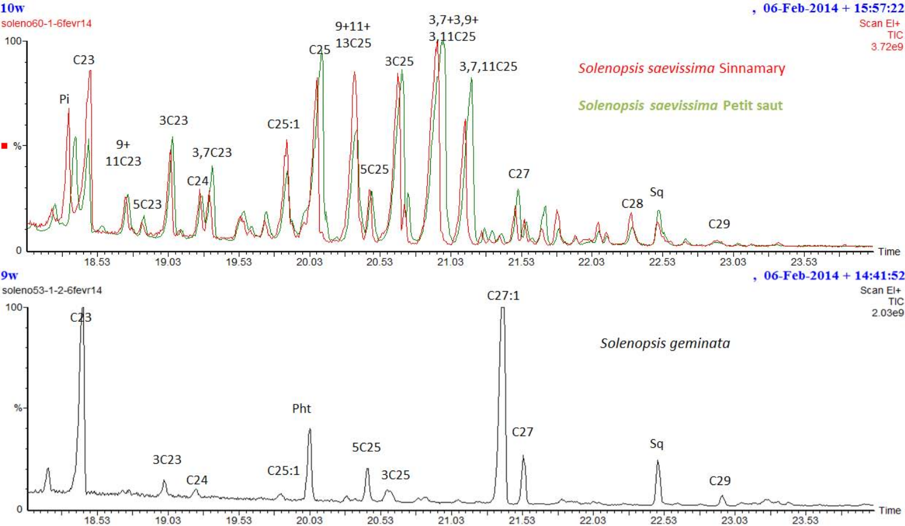10w , 06-Feb-2014 + 15:57:22

soleno60-1-6fevr14

Scan EI+
TIC
3.72e9

*Solenopsis saevissima* Sinnamary

*Solenopsis saevissima* Petit saut

Pi, C23, 9+11C23, 5C23, 3C23, C24, 3,7C23, C25:1, C25, 9+11+13C25, 5C25, 3C25, 3,7+3,9+3,11C25, 3,7,11C25, C27, C28, Sq, C29

100 — % — 0

Time: 18.53, 19.03, 19.53, 20.03, 20.53, 21.03, 21.53, 22.03, 22.53, 23.03, 23.53

9w , 06-Feb-2014 + 14:41:52

soleno53-1-2-6fevr14

Scan EI+
TIC
2.03e9

*Solenopsis geminata*

C23, 3C23, C24, C25:1, Pht, 5C25, 3C25, C27:1, C27, Sq, C29

100 — % — 0

Time: 18.53, 19.03, 19.53, 20.03, 20.53, 21.03, 21.53, 22.03, 22.53, 23.03, 23.53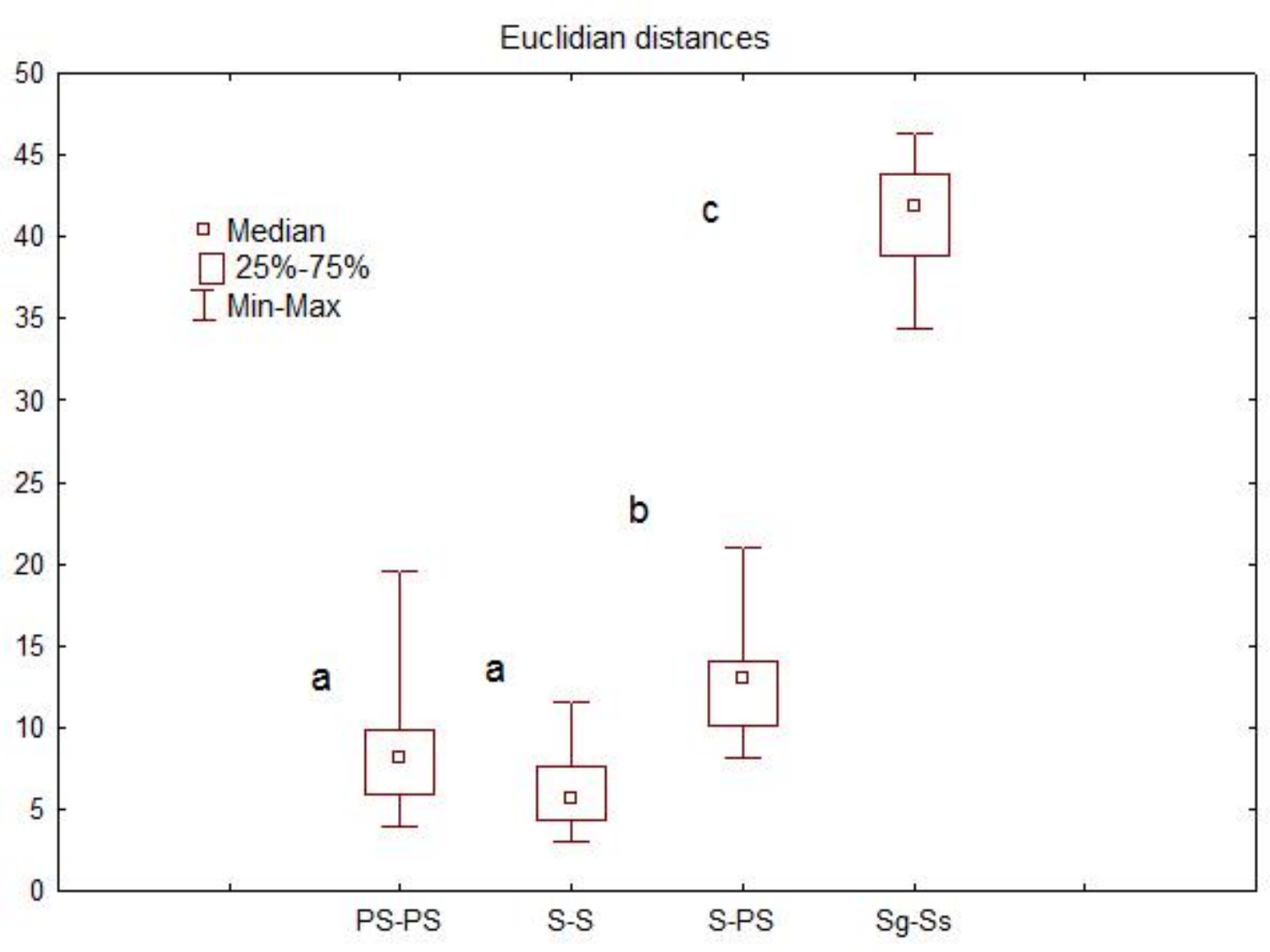Euclidian distances

50
45
40
35
30
25
20
15
10
5
0

Median
25%-75%
Min-Max

a
a
b
c

PS-PS
S-S
S-PS
Sg-Ss